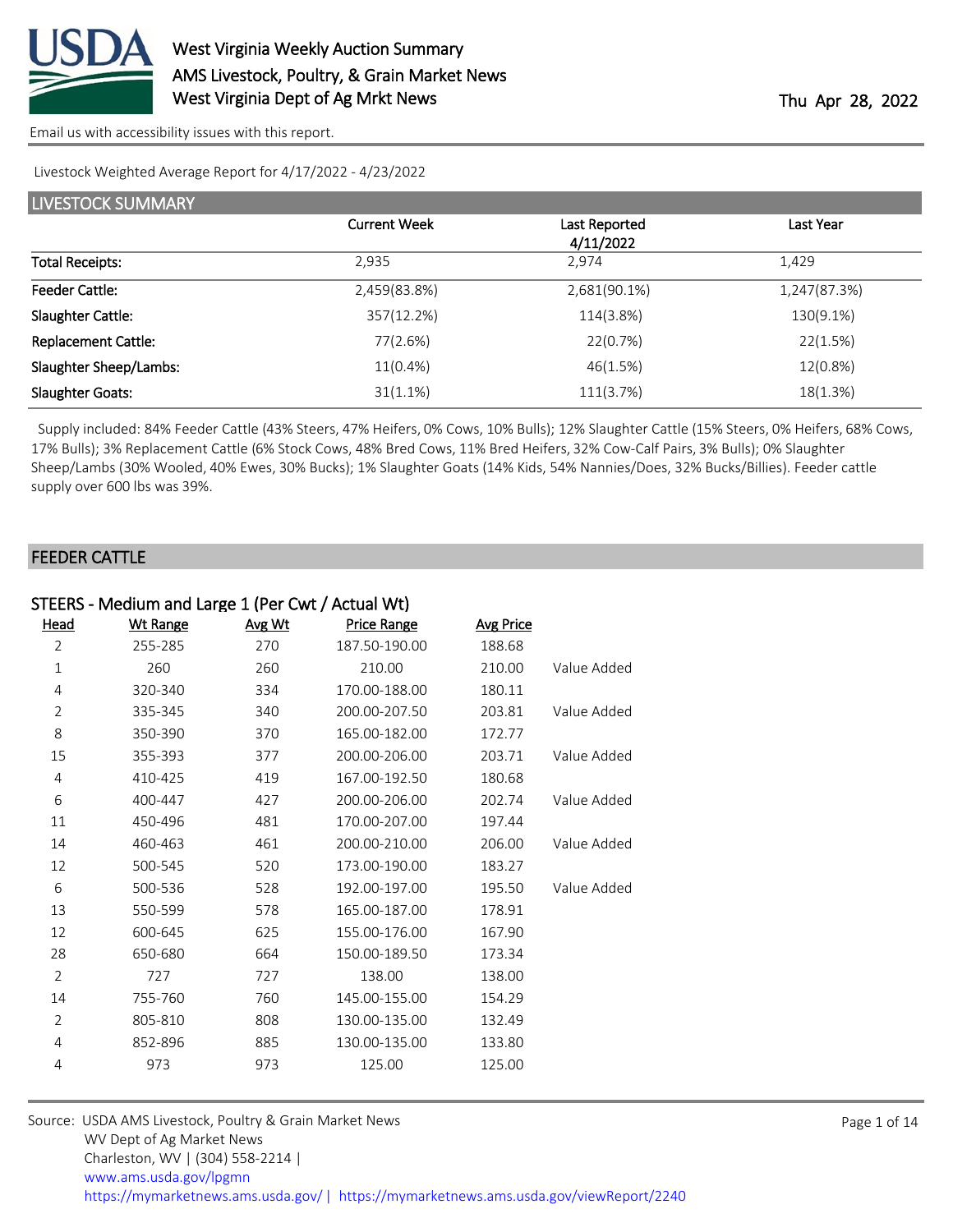# West Virginia Weekly Auction Summary

AMS Livestock, Poultry, & Grain Market News
West Virginia Dept of Ag Mrkt News

Thu Apr 28, 2022

Email us with accessibility issues with this report.

Livestock Weighted Average Report for 4/17/2022 - 4/23/2022

## LIVESTOCK SUMMARY

| | Current Week | Last Reported 4/11/2022 | Last Year |
|---|---|---|---|
| Total Receipts: | 2,935 | 2,974 | 1,429 |
| Feeder Cattle: | 2,459(83.8%) | 2,681(90.1%) | 1,247(87.3%) |
| Slaughter Cattle: | 357(12.2%) | 114(3.8%) | 130(9.1%) |
| Replacement Cattle: | 77(2.6%) | 22(0.7%) | 22(1.5%) |
| Slaughter Sheep/Lambs: | 11(0.4%) | 46(1.5%) | 12(0.8%) |
| Slaughter Goats: | 31(1.1%) | 111(3.7%) | 18(1.3%) |

Supply included: 84% Feeder Cattle (43% Steers, 47% Heifers, 0% Cows, 10% Bulls); 12% Slaughter Cattle (15% Steers, 0% Heifers, 68% Cows, 17% Bulls); 3% Replacement Cattle (6% Stock Cows, 48% Bred Cows, 11% Bred Heifers, 32% Cow-Calf Pairs, 3% Bulls); 0% Slaughter Sheep/Lambs (30% Wooled, 40% Ewes, 30% Bucks); 1% Slaughter Goats (14% Kids, 54% Nannies/Does, 32% Bucks/Billies). Feeder cattle supply over 600 lbs was 39%.

## FEEDER CATTLE

### STEERS - Medium and Large 1 (Per Cwt / Actual Wt)

| Head | Wt Range | Avg Wt | Price Range | Avg Price | |
|---|---|---|---|---|---|
| 2 | 255-285 | 270 | 187.50-190.00 | 188.68 | |
| 1 | 260 | 260 | 210.00 | 210.00 | Value Added |
| 4 | 320-340 | 334 | 170.00-188.00 | 180.11 | |
| 2 | 335-345 | 340 | 200.00-207.50 | 203.81 | Value Added |
| 8 | 350-390 | 370 | 165.00-182.00 | 172.77 | |
| 15 | 355-393 | 377 | 200.00-206.00 | 203.71 | Value Added |
| 4 | 410-425 | 419 | 167.00-192.50 | 180.68 | |
| 6 | 400-447 | 427 | 200.00-206.00 | 202.74 | Value Added |
| 11 | 450-496 | 481 | 170.00-207.00 | 197.44 | |
| 14 | 460-463 | 461 | 200.00-210.00 | 206.00 | Value Added |
| 12 | 500-545 | 520 | 173.00-190.00 | 183.27 | |
| 6 | 500-536 | 528 | 192.00-197.00 | 195.50 | Value Added |
| 13 | 550-599 | 578 | 165.00-187.00 | 178.91 | |
| 12 | 600-645 | 625 | 155.00-176.00 | 167.90 | |
| 28 | 650-680 | 664 | 150.00-189.50 | 173.34 | |
| 2 | 727 | 727 | 138.00 | 138.00 | |
| 14 | 755-760 | 760 | 145.00-155.00 | 154.29 | |
| 2 | 805-810 | 808 | 130.00-135.00 | 132.49 | |
| 4 | 852-896 | 885 | 130.00-135.00 | 133.80 | |
| 4 | 973 | 973 | 125.00 | 125.00 | |

Source: USDA AMS Livestock, Poultry & Grain Market News
WV Dept of Ag Market News
Charleston, WV | (304) 558-2214 |
www.ams.usda.gov/lpgmn
https://mymarketnews.ams.usda.gov/ | https://mymarketnews.ams.usda.gov/viewReport/2240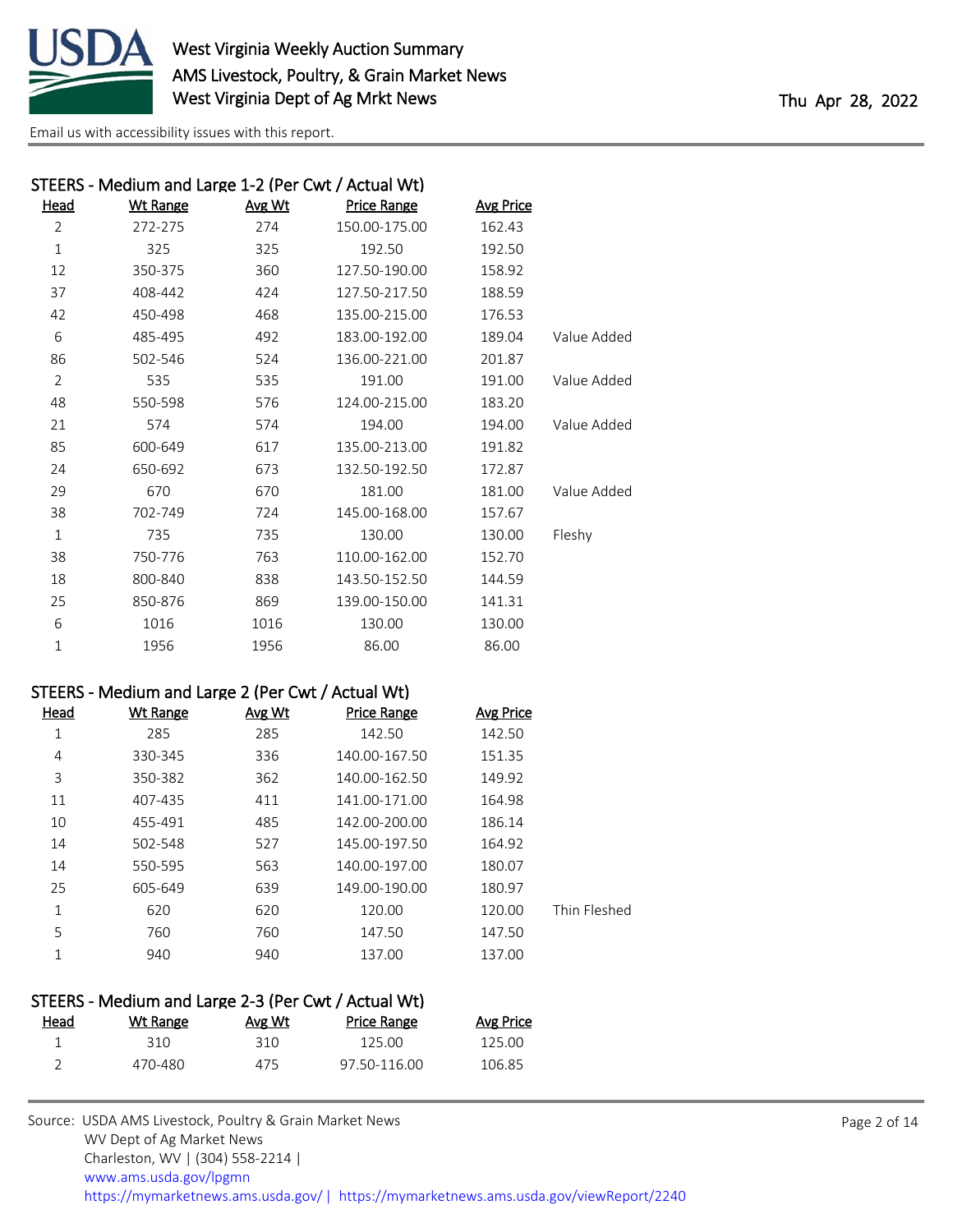## STEERS - Medium and Large 1-2 (Per Cwt / Actual Wt)

| Head | Wt Range | Avg Wt | Price Range | Avg Price | |
|---|---|---|---|---|---|
| 2 | 272-275 | 274 | 150.00-175.00 | 162.43 | |
| 1 | 325 | 325 | 192.50 | 192.50 | |
| 12 | 350-375 | 360 | 127.50-190.00 | 158.92 | |
| 37 | 408-442 | 424 | 127.50-217.50 | 188.59 | |
| 42 | 450-498 | 468 | 135.00-215.00 | 176.53 | |
| 6 | 485-495 | 492 | 183.00-192.00 | 189.04 | Value Added |
| 86 | 502-546 | 524 | 136.00-221.00 | 201.87 | |
| 2 | 535 | 535 | 191.00 | 191.00 | Value Added |
| 48 | 550-598 | 576 | 124.00-215.00 | 183.20 | |
| 21 | 574 | 574 | 194.00 | 194.00 | Value Added |
| 85 | 600-649 | 617 | 135.00-213.00 | 191.82 | |
| 24 | 650-692 | 673 | 132.50-192.50 | 172.87 | |
| 29 | 670 | 670 | 181.00 | 181.00 | Value Added |
| 38 | 702-749 | 724 | 145.00-168.00 | 157.67 | |
| 1 | 735 | 735 | 130.00 | 130.00 | Fleshy |
| 38 | 750-776 | 763 | 110.00-162.00 | 152.70 | |
| 18 | 800-840 | 838 | 143.50-152.50 | 144.59 | |
| 25 | 850-876 | 869 | 139.00-150.00 | 141.31 | |
| 6 | 1016 | 1016 | 130.00 | 130.00 | |
| 1 | 1956 | 1956 | 86.00 | 86.00 | |

## STEERS - Medium and Large 2 (Per Cwt / Actual Wt)

| Head | Wt Range | Avg Wt | Price Range | Avg Price | |
|---|---|---|---|---|---|
| 1 | 285 | 285 | 142.50 | 142.50 | |
| 4 | 330-345 | 336 | 140.00-167.50 | 151.35 | |
| 3 | 350-382 | 362 | 140.00-162.50 | 149.92 | |
| 11 | 407-435 | 411 | 141.00-171.00 | 164.98 | |
| 10 | 455-491 | 485 | 142.00-200.00 | 186.14 | |
| 14 | 502-548 | 527 | 145.00-197.50 | 164.92 | |
| 14 | 550-595 | 563 | 140.00-197.00 | 180.07 | |
| 25 | 605-649 | 639 | 149.00-190.00 | 180.97 | |
| 1 | 620 | 620 | 120.00 | 120.00 | Thin Fleshed |
| 5 | 760 | 760 | 147.50 | 147.50 | |
| 1 | 940 | 940 | 137.00 | 137.00 | |

## STEERS - Medium and Large 2-3 (Per Cwt / Actual Wt)

| Head | Wt Range | Avg Wt | Price Range | Avg Price |
|---|---|---|---|---|
| 1 | 310 | 310 | 125.00 | 125.00 |
| 2 | 470-480 | 475 | 97.50-116.00 | 106.85 |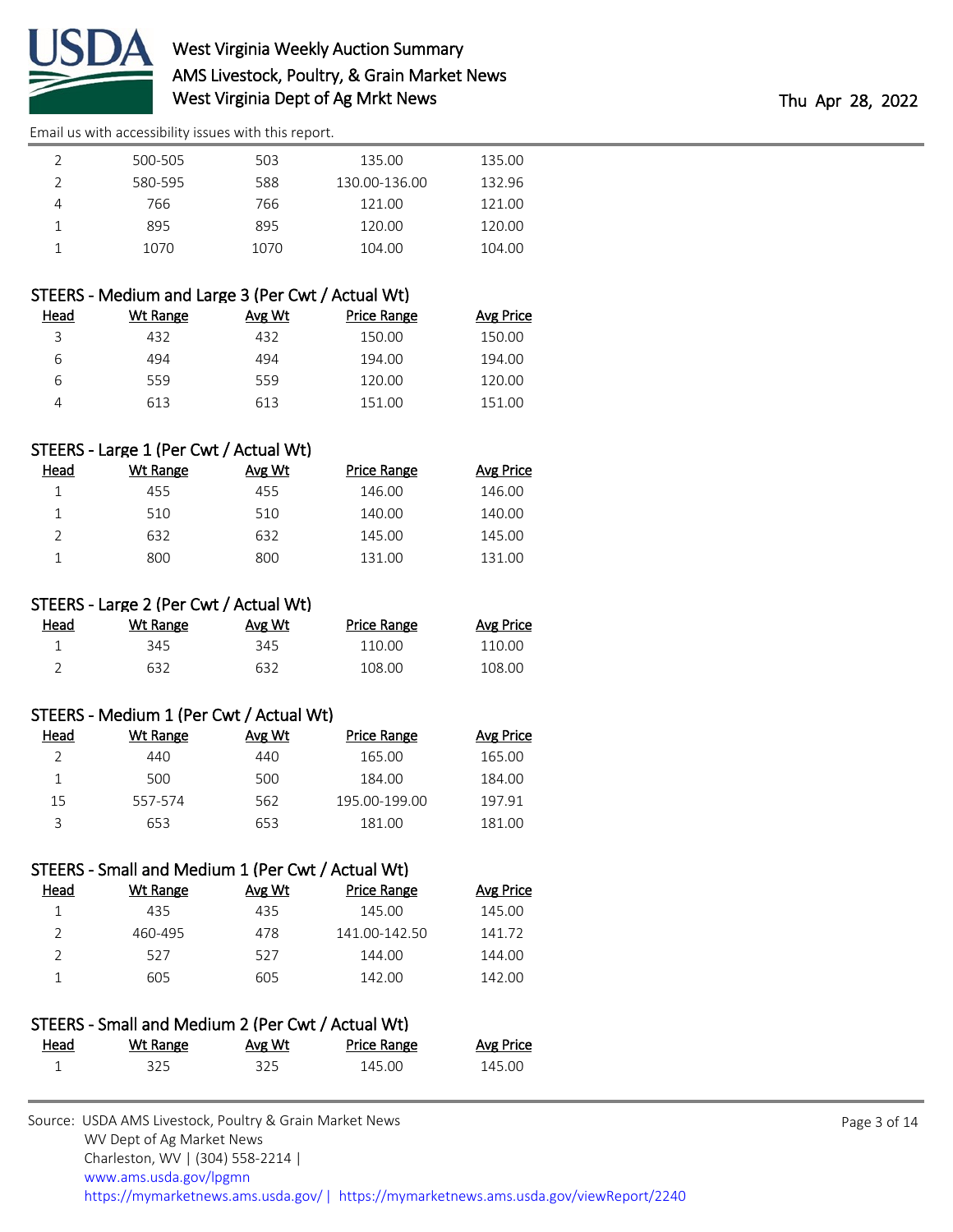| Head | Wt Range | Avg Wt | Price Range | Avg Price |
|---|---|---|---|---|
| 2 | 500-505 | 503 | 135.00 | 135.00 |
| 2 | 580-595 | 588 | 130.00-136.00 | 132.96 |
| 4 | 766 | 766 | 121.00 | 121.00 |
| 1 | 895 | 895 | 120.00 | 120.00 |
| 1 | 1070 | 1070 | 104.00 | 104.00 |

### STEERS - Medium and Large 3 (Per Cwt / Actual Wt)

| Head | Wt Range | Avg Wt | Price Range | Avg Price |
|---|---|---|---|---|
| 3 | 432 | 432 | 150.00 | 150.00 |
| 6 | 494 | 494 | 194.00 | 194.00 |
| 6 | 559 | 559 | 120.00 | 120.00 |
| 4 | 613 | 613 | 151.00 | 151.00 |

### STEERS - Large 1 (Per Cwt / Actual Wt)

| Head | Wt Range | Avg Wt | Price Range | Avg Price |
|---|---|---|---|---|
| 1 | 455 | 455 | 146.00 | 146.00 |
| 1 | 510 | 510 | 140.00 | 140.00 |
| 2 | 632 | 632 | 145.00 | 145.00 |
| 1 | 800 | 800 | 131.00 | 131.00 |

### STEERS - Large 2 (Per Cwt / Actual Wt)

| Head | Wt Range | Avg Wt | Price Range | Avg Price |
|---|---|---|---|---|
| 1 | 345 | 345 | 110.00 | 110.00 |
| 2 | 632 | 632 | 108.00 | 108.00 |

### STEERS - Medium 1 (Per Cwt / Actual Wt)

| Head | Wt Range | Avg Wt | Price Range | Avg Price |
|---|---|---|---|---|
| 2 | 440 | 440 | 165.00 | 165.00 |
| 1 | 500 | 500 | 184.00 | 184.00 |
| 15 | 557-574 | 562 | 195.00-199.00 | 197.91 |
| 3 | 653 | 653 | 181.00 | 181.00 |

### STEERS - Small and Medium 1 (Per Cwt / Actual Wt)

| Head | Wt Range | Avg Wt | Price Range | Avg Price |
|---|---|---|---|---|
| 1 | 435 | 435 | 145.00 | 145.00 |
| 2 | 460-495 | 478 | 141.00-142.50 | 141.72 |
| 2 | 527 | 527 | 144.00 | 144.00 |
| 1 | 605 | 605 | 142.00 | 142.00 |

### STEERS - Small and Medium 2 (Per Cwt / Actual Wt)

| Head | Wt Range | Avg Wt | Price Range | Avg Price |
|---|---|---|---|---|
| 1 | 325 | 325 | 145.00 | 145.00 |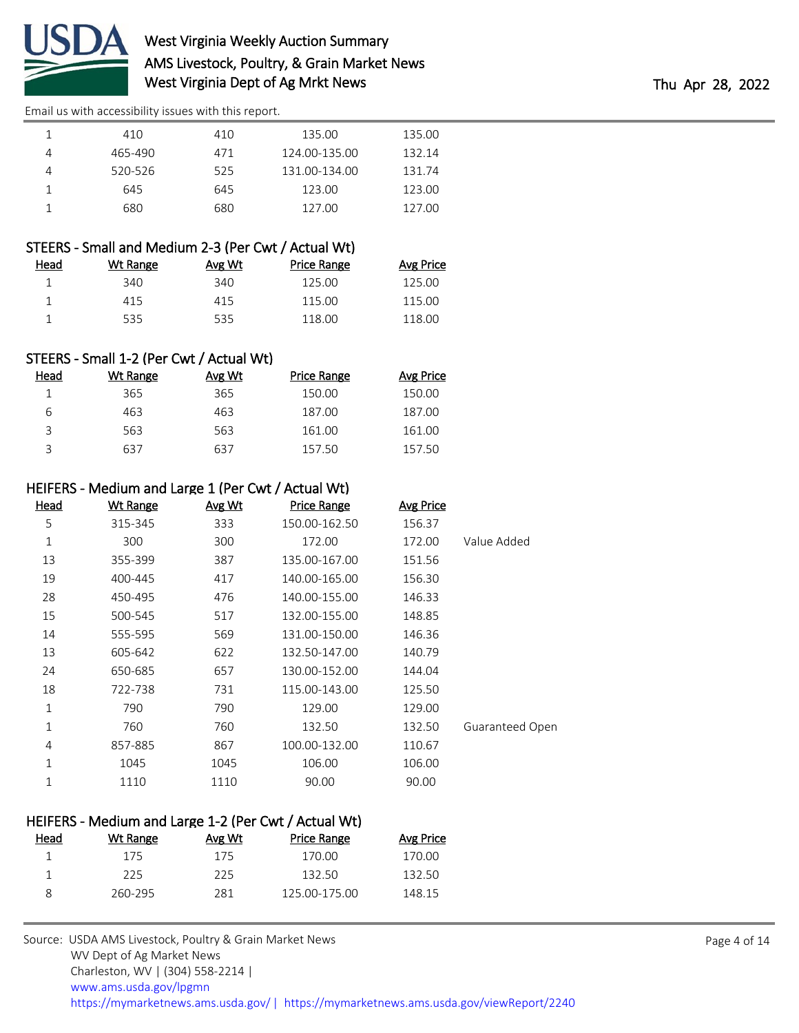| Head | Wt Range | Avg Wt | Price Range | Avg Price | |
|---|---|---|---|---|---|
| 1 | 410 | 410 | 135.00 | 135.00 | |
| 4 | 465-490 | 471 | 124.00-135.00 | 132.14 | |
| 4 | 520-526 | 525 | 131.00-134.00 | 131.74 | |
| 1 | 645 | 645 | 123.00 | 123.00 | |
| 1 | 680 | 680 | 127.00 | 127.00 | |

### STEERS - Small and Medium 2-3 (Per Cwt / Actual Wt)

| Head | Wt Range | Avg Wt | Price Range | Avg Price |
|---|---|---|---|---|
| 1 | 340 | 340 | 125.00 | 125.00 |
| 1 | 415 | 415 | 115.00 | 115.00 |
| 1 | 535 | 535 | 118.00 | 118.00 |

### STEERS - Small 1-2 (Per Cwt / Actual Wt)

| Head | Wt Range | Avg Wt | Price Range | Avg Price |
|---|---|---|---|---|
| 1 | 365 | 365 | 150.00 | 150.00 |
| 6 | 463 | 463 | 187.00 | 187.00 |
| 3 | 563 | 563 | 161.00 | 161.00 |
| 3 | 637 | 637 | 157.50 | 157.50 |

### HEIFERS - Medium and Large 1 (Per Cwt / Actual Wt)

| Head | Wt Range | Avg Wt | Price Range | Avg Price | |
|---|---|---|---|---|---|
| 5 | 315-345 | 333 | 150.00-162.50 | 156.37 | |
| 1 | 300 | 300 | 172.00 | 172.00 | Value Added |
| 13 | 355-399 | 387 | 135.00-167.00 | 151.56 | |
| 19 | 400-445 | 417 | 140.00-165.00 | 156.30 | |
| 28 | 450-495 | 476 | 140.00-155.00 | 146.33 | |
| 15 | 500-545 | 517 | 132.00-155.00 | 148.85 | |
| 14 | 555-595 | 569 | 131.00-150.00 | 146.36 | |
| 13 | 605-642 | 622 | 132.50-147.00 | 140.79 | |
| 24 | 650-685 | 657 | 130.00-152.00 | 144.04 | |
| 18 | 722-738 | 731 | 115.00-143.00 | 125.50 | |
| 1 | 790 | 790 | 129.00 | 129.00 | |
| 1 | 760 | 760 | 132.50 | 132.50 | Guaranteed Open |
| 4 | 857-885 | 867 | 100.00-132.00 | 110.67 | |
| 1 | 1045 | 1045 | 106.00 | 106.00 | |
| 1 | 1110 | 1110 | 90.00 | 90.00 | |

### HEIFERS - Medium and Large 1-2 (Per Cwt / Actual Wt)

| Head | Wt Range | Avg Wt | Price Range | Avg Price |
|---|---|---|---|---|
| 1 | 175 | 175 | 170.00 | 170.00 |
| 1 | 225 | 225 | 132.50 | 132.50 |
| 8 | 260-295 | 281 | 125.00-175.00 | 148.15 |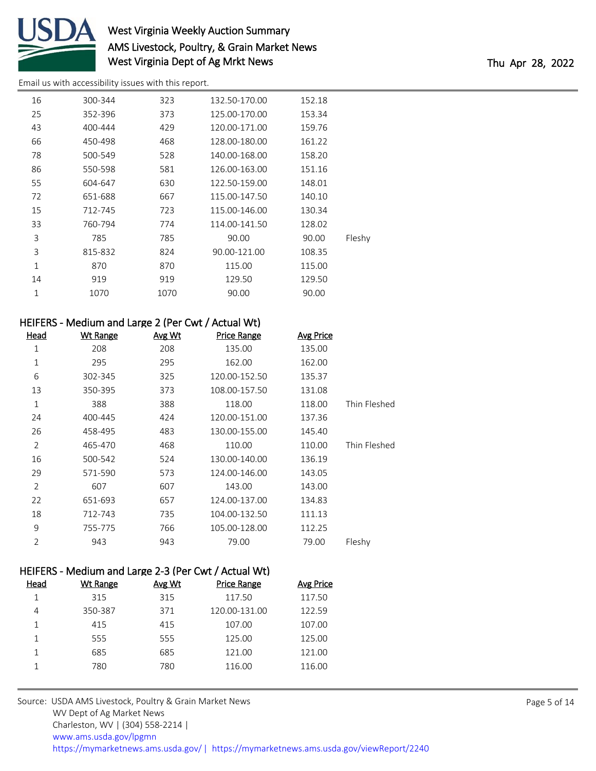| Head | Wt Range | Avg Wt | Price Range | Avg Price | |
|---|---|---|---|---|---|
| 16 | 300-344 | 323 | 132.50-170.00 | 152.18 | |
| 25 | 352-396 | 373 | 125.00-170.00 | 153.34 | |
| 43 | 400-444 | 429 | 120.00-171.00 | 159.76 | |
| 66 | 450-498 | 468 | 128.00-180.00 | 161.22 | |
| 78 | 500-549 | 528 | 140.00-168.00 | 158.20 | |
| 86 | 550-598 | 581 | 126.00-163.00 | 151.16 | |
| 55 | 604-647 | 630 | 122.50-159.00 | 148.01 | |
| 72 | 651-688 | 667 | 115.00-147.50 | 140.10 | |
| 15 | 712-745 | 723 | 115.00-146.00 | 130.34 | |
| 33 | 760-794 | 774 | 114.00-141.50 | 128.02 | |
| 3 | 785 | 785 | 90.00 | 90.00 | Fleshy |
| 3 | 815-832 | 824 | 90.00-121.00 | 108.35 | |
| 1 | 870 | 870 | 115.00 | 115.00 | |
| 14 | 919 | 919 | 129.50 | 129.50 | |
| 1 | 1070 | 1070 | 90.00 | 90.00 | |

### HEIFERS - Medium and Large 2 (Per Cwt / Actual Wt)

| Head | Wt Range | Avg Wt | Price Range | Avg Price | |
|---|---|---|---|---|---|
| 1 | 208 | 208 | 135.00 | 135.00 | |
| 1 | 295 | 295 | 162.00 | 162.00 | |
| 6 | 302-345 | 325 | 120.00-152.50 | 135.37 | |
| 13 | 350-395 | 373 | 108.00-157.50 | 131.08 | |
| 1 | 388 | 388 | 118.00 | 118.00 | Thin Fleshed |
| 24 | 400-445 | 424 | 120.00-151.00 | 137.36 | |
| 26 | 458-495 | 483 | 130.00-155.00 | 145.40 | |
| 2 | 465-470 | 468 | 110.00 | 110.00 | Thin Fleshed |
| 16 | 500-542 | 524 | 130.00-140.00 | 136.19 | |
| 29 | 571-590 | 573 | 124.00-146.00 | 143.05 | |
| 2 | 607 | 607 | 143.00 | 143.00 | |
| 22 | 651-693 | 657 | 124.00-137.00 | 134.83 | |
| 18 | 712-743 | 735 | 104.00-132.50 | 111.13 | |
| 9 | 755-775 | 766 | 105.00-128.00 | 112.25 | |
| 2 | 943 | 943 | 79.00 | 79.00 | Fleshy |

### HEIFERS - Medium and Large 2-3 (Per Cwt / Actual Wt)

| Head | Wt Range | Avg Wt | Price Range | Avg Price |
|---|---|---|---|---|
| 1 | 315 | 315 | 117.50 | 117.50 |
| 4 | 350-387 | 371 | 120.00-131.00 | 122.59 |
| 1 | 415 | 415 | 107.00 | 107.00 |
| 1 | 555 | 555 | 125.00 | 125.00 |
| 1 | 685 | 685 | 121.00 | 121.00 |
| 1 | 780 | 780 | 116.00 | 116.00 |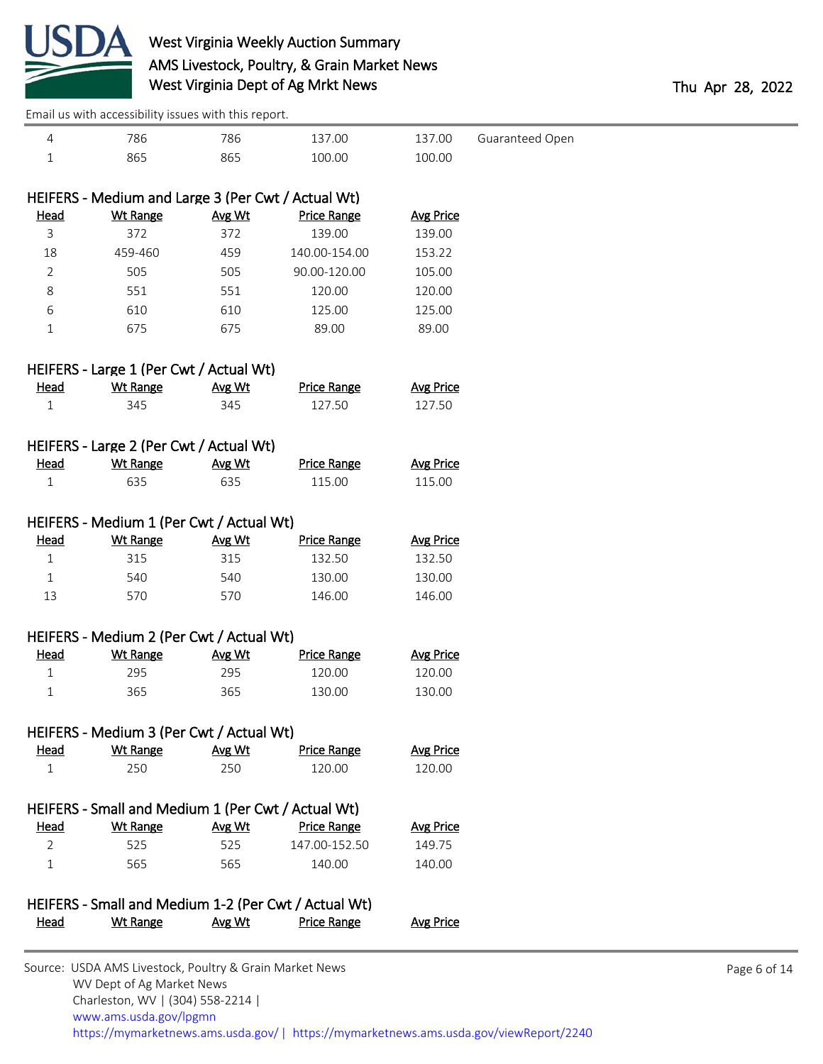| Head | Wt Range | Avg Wt | Price Range | Avg Price | |
|---|---|---|---|---|---|
| 4 | 786 | 786 | 137.00 | 137.00 | Guaranteed Open |
| 1 | 865 | 865 | 100.00 | 100.00 | |

### HEIFERS - Medium and Large 3 (Per Cwt / Actual Wt)

| Head | Wt Range | Avg Wt | Price Range | Avg Price |
|---|---|---|---|---|
| 3 | 372 | 372 | 139.00 | 139.00 |
| 18 | 459-460 | 459 | 140.00-154.00 | 153.22 |
| 2 | 505 | 505 | 90.00-120.00 | 105.00 |
| 8 | 551 | 551 | 120.00 | 120.00 |
| 6 | 610 | 610 | 125.00 | 125.00 |
| 1 | 675 | 675 | 89.00 | 89.00 |

### HEIFERS - Large 1 (Per Cwt / Actual Wt)

| Head | Wt Range | Avg Wt | Price Range | Avg Price |
|---|---|---|---|---|
| 1 | 345 | 345 | 127.50 | 127.50 |

### HEIFERS - Large 2 (Per Cwt / Actual Wt)

| Head | Wt Range | Avg Wt | Price Range | Avg Price |
|---|---|---|---|---|
| 1 | 635 | 635 | 115.00 | 115.00 |

### HEIFERS - Medium 1 (Per Cwt / Actual Wt)

| Head | Wt Range | Avg Wt | Price Range | Avg Price |
|---|---|---|---|---|
| 1 | 315 | 315 | 132.50 | 132.50 |
| 1 | 540 | 540 | 130.00 | 130.00 |
| 13 | 570 | 570 | 146.00 | 146.00 |

### HEIFERS - Medium 2 (Per Cwt / Actual Wt)

| Head | Wt Range | Avg Wt | Price Range | Avg Price |
|---|---|---|---|---|
| 1 | 295 | 295 | 120.00 | 120.00 |
| 1 | 365 | 365 | 130.00 | 130.00 |

### HEIFERS - Medium 3 (Per Cwt / Actual Wt)

| Head | Wt Range | Avg Wt | Price Range | Avg Price |
|---|---|---|---|---|
| 1 | 250 | 250 | 120.00 | 120.00 |

### HEIFERS - Small and Medium 1 (Per Cwt / Actual Wt)

| Head | Wt Range | Avg Wt | Price Range | Avg Price |
|---|---|---|---|---|
| 2 | 525 | 525 | 147.00-152.50 | 149.75 |
| 1 | 565 | 565 | 140.00 | 140.00 |

### HEIFERS - Small and Medium 1-2 (Per Cwt / Actual Wt)

| Head | Wt Range | Avg Wt | Price Range | Avg Price |
|---|---|---|---|---|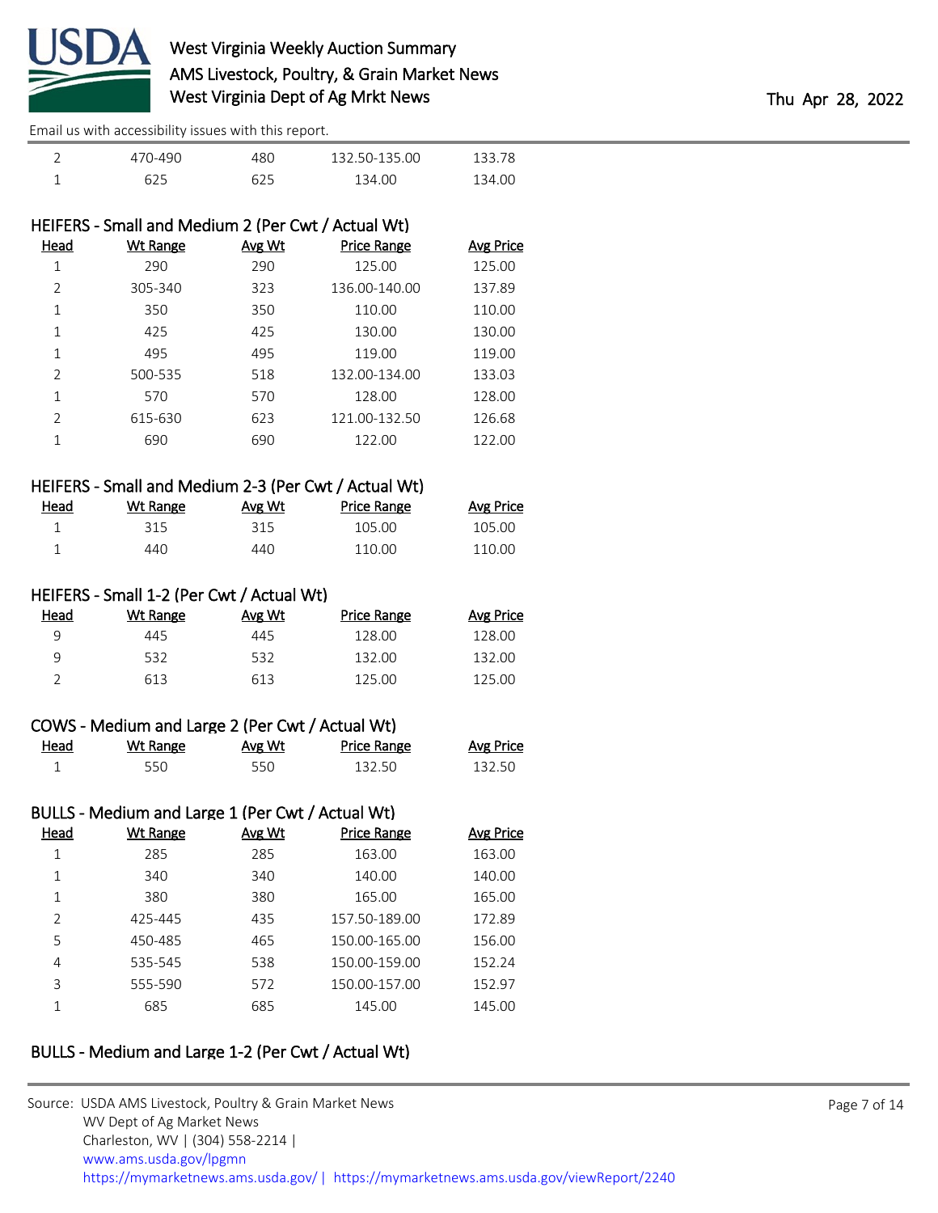| Head | Wt Range | Avg Wt | Price Range | Avg Price |
|---|---|---|---|---|
| 2 | 470-490 | 480 | 132.50-135.00 | 133.78 |
| 1 | 625 | 625 | 134.00 | 134.00 |

### HEIFERS - Small and Medium 2 (Per Cwt / Actual Wt)

| Head | Wt Range | Avg Wt | Price Range | Avg Price |
|---|---|---|---|---|
| 1 | 290 | 290 | 125.00 | 125.00 |
| 2 | 305-340 | 323 | 136.00-140.00 | 137.89 |
| 1 | 350 | 350 | 110.00 | 110.00 |
| 1 | 425 | 425 | 130.00 | 130.00 |
| 1 | 495 | 495 | 119.00 | 119.00 |
| 2 | 500-535 | 518 | 132.00-134.00 | 133.03 |
| 1 | 570 | 570 | 128.00 | 128.00 |
| 2 | 615-630 | 623 | 121.00-132.50 | 126.68 |
| 1 | 690 | 690 | 122.00 | 122.00 |

### HEIFERS - Small and Medium 2-3 (Per Cwt / Actual Wt)

| Head | Wt Range | Avg Wt | Price Range | Avg Price |
|---|---|---|---|---|
| 1 | 315 | 315 | 105.00 | 105.00 |
| 1 | 440 | 440 | 110.00 | 110.00 |

### HEIFERS - Small 1-2 (Per Cwt / Actual Wt)

| Head | Wt Range | Avg Wt | Price Range | Avg Price |
|---|---|---|---|---|
| 9 | 445 | 445 | 128.00 | 128.00 |
| 9 | 532 | 532 | 132.00 | 132.00 |
| 2 | 613 | 613 | 125.00 | 125.00 |

### COWS - Medium and Large 2 (Per Cwt / Actual Wt)

| Head | Wt Range | Avg Wt | Price Range | Avg Price |
|---|---|---|---|---|
| 1 | 550 | 550 | 132.50 | 132.50 |

### BULLS - Medium and Large 1 (Per Cwt / Actual Wt)

| Head | Wt Range | Avg Wt | Price Range | Avg Price |
|---|---|---|---|---|
| 1 | 285 | 285 | 163.00 | 163.00 |
| 1 | 340 | 340 | 140.00 | 140.00 |
| 1 | 380 | 380 | 165.00 | 165.00 |
| 2 | 425-445 | 435 | 157.50-189.00 | 172.89 |
| 5 | 450-485 | 465 | 150.00-165.00 | 156.00 |
| 4 | 535-545 | 538 | 150.00-159.00 | 152.24 |
| 3 | 555-590 | 572 | 150.00-157.00 | 152.97 |
| 1 | 685 | 685 | 145.00 | 145.00 |

### BULLS - Medium and Large 1-2 (Per Cwt / Actual Wt)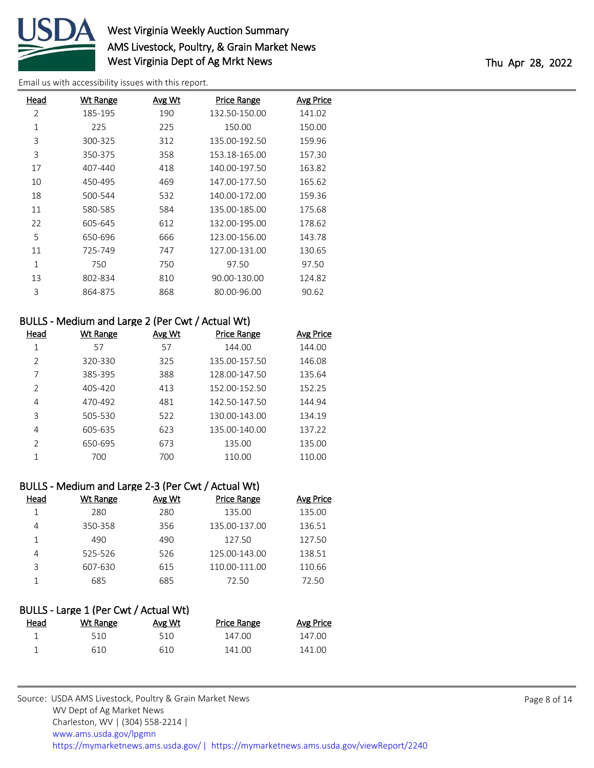| Head | Wt Range | Avg Wt | Price Range | Avg Price |
|---|---|---|---|---|
| 2 | 185-195 | 190 | 132.50-150.00 | 141.02 |
| 1 | 225 | 225 | 150.00 | 150.00 |
| 3 | 300-325 | 312 | 135.00-192.50 | 159.96 |
| 3 | 350-375 | 358 | 153.18-165.00 | 157.30 |
| 17 | 407-440 | 418 | 140.00-197.50 | 163.82 |
| 10 | 450-495 | 469 | 147.00-177.50 | 165.62 |
| 18 | 500-544 | 532 | 140.00-172.00 | 159.36 |
| 11 | 580-585 | 584 | 135.00-185.00 | 175.68 |
| 22 | 605-645 | 612 | 132.00-195.00 | 178.62 |
| 5 | 650-696 | 666 | 123.00-156.00 | 143.78 |
| 11 | 725-749 | 747 | 127.00-131.00 | 130.65 |
| 1 | 750 | 750 | 97.50 | 97.50 |
| 13 | 802-834 | 810 | 90.00-130.00 | 124.82 |
| 3 | 864-875 | 868 | 80.00-96.00 | 90.62 |

## BULLS - Medium and Large 2 (Per Cwt / Actual Wt)

| Head | Wt Range | Avg Wt | Price Range | Avg Price |
|---|---|---|---|---|
| 1 | 57 | 57 | 144.00 | 144.00 |
| 2 | 320-330 | 325 | 135.00-157.50 | 146.08 |
| 7 | 385-395 | 388 | 128.00-147.50 | 135.64 |
| 2 | 405-420 | 413 | 152.00-152.50 | 152.25 |
| 4 | 470-492 | 481 | 142.50-147.50 | 144.94 |
| 3 | 505-530 | 522 | 130.00-143.00 | 134.19 |
| 4 | 605-635 | 623 | 135.00-140.00 | 137.22 |
| 2 | 650-695 | 673 | 135.00 | 135.00 |
| 1 | 700 | 700 | 110.00 | 110.00 |

## BULLS - Medium and Large 2-3 (Per Cwt / Actual Wt)

| Head | Wt Range | Avg Wt | Price Range | Avg Price |
|---|---|---|---|---|
| 1 | 280 | 280 | 135.00 | 135.00 |
| 4 | 350-358 | 356 | 135.00-137.00 | 136.51 |
| 1 | 490 | 490 | 127.50 | 127.50 |
| 4 | 525-526 | 526 | 125.00-143.00 | 138.51 |
| 3 | 607-630 | 615 | 110.00-111.00 | 110.66 |
| 1 | 685 | 685 | 72.50 | 72.50 |

## BULLS - Large 1 (Per Cwt / Actual Wt)

| Head | Wt Range | Avg Wt | Price Range | Avg Price |
|---|---|---|---|---|
| 1 | 510 | 510 | 147.00 | 147.00 |
| 1 | 610 | 610 | 141.00 | 141.00 |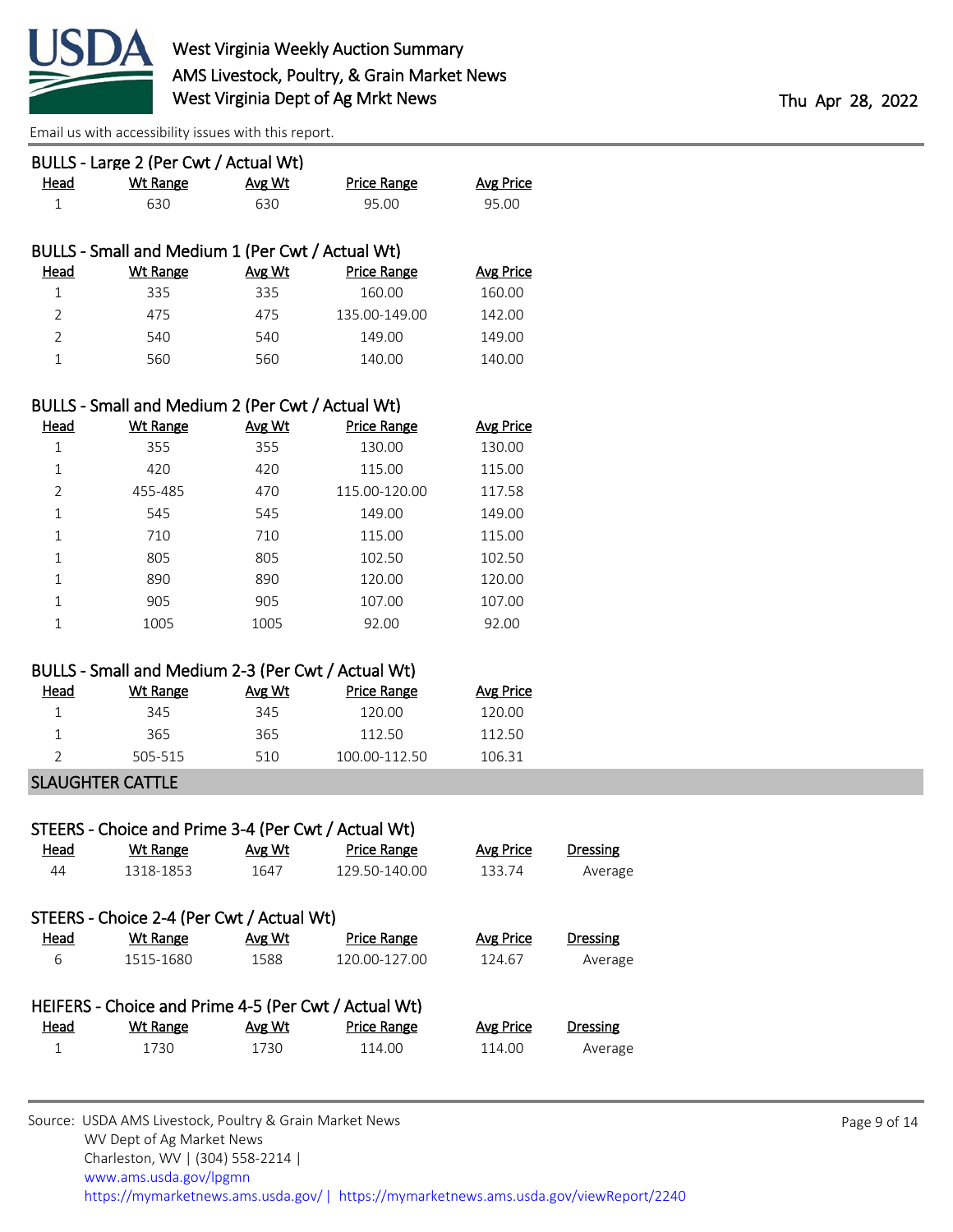### BULLS - Large 2 (Per Cwt / Actual Wt)

| Head | Wt Range | Avg Wt | Price Range | Avg Price |
|---|---|---|---|---|
| 1 | 630 | 630 | 95.00 | 95.00 |

### BULLS - Small and Medium 1 (Per Cwt / Actual Wt)

| Head | Wt Range | Avg Wt | Price Range | Avg Price |
|---|---|---|---|---|
| 1 | 335 | 335 | 160.00 | 160.00 |
| 2 | 475 | 475 | 135.00-149.00 | 142.00 |
| 2 | 540 | 540 | 149.00 | 149.00 |
| 1 | 560 | 560 | 140.00 | 140.00 |

### BULLS - Small and Medium 2 (Per Cwt / Actual Wt)

| Head | Wt Range | Avg Wt | Price Range | Avg Price |
|---|---|---|---|---|
| 1 | 355 | 355 | 130.00 | 130.00 |
| 1 | 420 | 420 | 115.00 | 115.00 |
| 2 | 455-485 | 470 | 115.00-120.00 | 117.58 |
| 1 | 545 | 545 | 149.00 | 149.00 |
| 1 | 710 | 710 | 115.00 | 115.00 |
| 1 | 805 | 805 | 102.50 | 102.50 |
| 1 | 890 | 890 | 120.00 | 120.00 |
| 1 | 905 | 905 | 107.00 | 107.00 |
| 1 | 1005 | 1005 | 92.00 | 92.00 |

### BULLS - Small and Medium 2-3 (Per Cwt / Actual Wt)

| Head | Wt Range | Avg Wt | Price Range | Avg Price |
|---|---|---|---|---|
| 1 | 345 | 345 | 120.00 | 120.00 |
| 1 | 365 | 365 | 112.50 | 112.50 |
| 2 | 505-515 | 510 | 100.00-112.50 | 106.31 |

## SLAUGHTER CATTLE

### STEERS - Choice and Prime 3-4 (Per Cwt / Actual Wt)

| Head | Wt Range | Avg Wt | Price Range | Avg Price | Dressing |
|---|---|---|---|---|---|
| 44 | 1318-1853 | 1647 | 129.50-140.00 | 133.74 | Average |

### STEERS - Choice 2-4 (Per Cwt / Actual Wt)

| Head | Wt Range | Avg Wt | Price Range | Avg Price | Dressing |
|---|---|---|---|---|---|
| 6 | 1515-1680 | 1588 | 120.00-127.00 | 124.67 | Average |

### HEIFERS - Choice and Prime 4-5 (Per Cwt / Actual Wt)

| Head | Wt Range | Avg Wt | Price Range | Avg Price | Dressing |
|---|---|---|---|---|---|
| 1 | 1730 | 1730 | 114.00 | 114.00 | Average |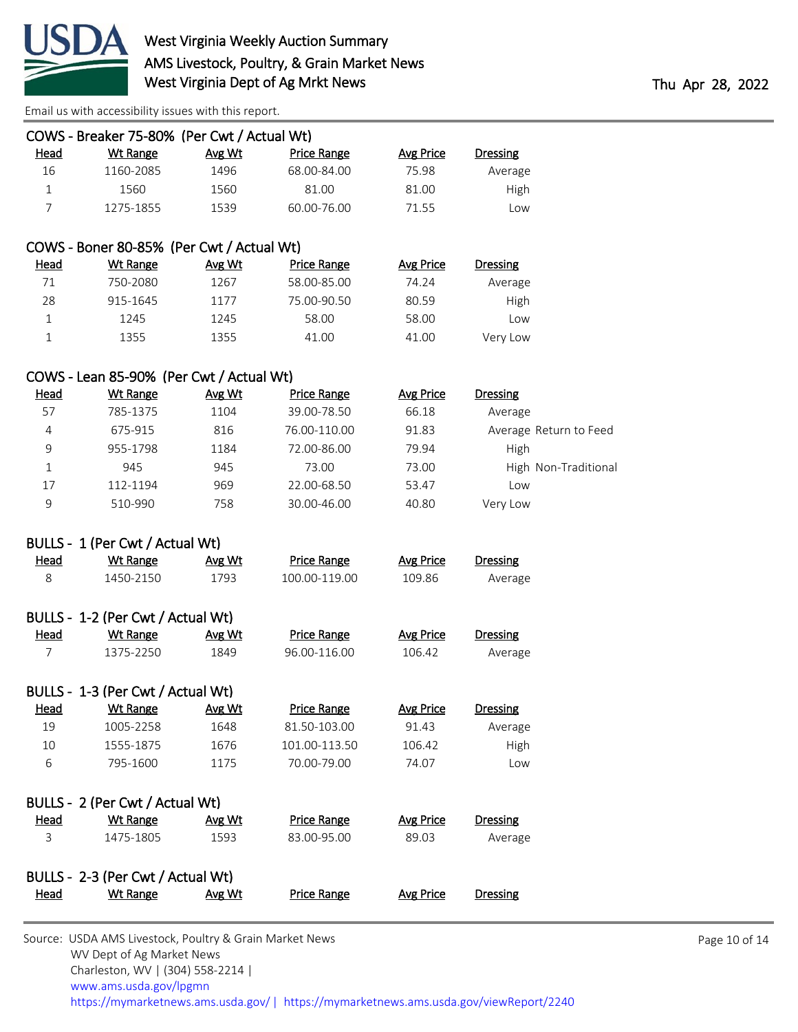### COWS - Breaker 75-80% (Per Cwt / Actual Wt)

| Head | Wt Range | Avg Wt | Price Range | Avg Price | Dressing |
|---|---|---|---|---|---|
| 16 | 1160-2085 | 1496 | 68.00-84.00 | 75.98 | Average |
| 1 | 1560 | 1560 | 81.00 | 81.00 | High |
| 7 | 1275-1855 | 1539 | 60.00-76.00 | 71.55 | Low |

### COWS - Boner 80-85% (Per Cwt / Actual Wt)

| Head | Wt Range | Avg Wt | Price Range | Avg Price | Dressing |
|---|---|---|---|---|---|
| 71 | 750-2080 | 1267 | 58.00-85.00 | 74.24 | Average |
| 28 | 915-1645 | 1177 | 75.00-90.50 | 80.59 | High |
| 1 | 1245 | 1245 | 58.00 | 58.00 | Low |
| 1 | 1355 | 1355 | 41.00 | 41.00 | Very Low |

### COWS - Lean 85-90% (Per Cwt / Actual Wt)

| Head | Wt Range | Avg Wt | Price Range | Avg Price | Dressing |
|---|---|---|---|---|---|
| 57 | 785-1375 | 1104 | 39.00-78.50 | 66.18 | Average |
| 4 | 675-915 | 816 | 76.00-110.00 | 91.83 | Average Return to Feed |
| 9 | 955-1798 | 1184 | 72.00-86.00 | 79.94 | High |
| 1 | 945 | 945 | 73.00 | 73.00 | High Non-Traditional |
| 17 | 112-1194 | 969 | 22.00-68.50 | 53.47 | Low |
| 9 | 510-990 | 758 | 30.00-46.00 | 40.80 | Very Low |

### BULLS - 1 (Per Cwt / Actual Wt)

| Head | Wt Range | Avg Wt | Price Range | Avg Price | Dressing |
|---|---|---|---|---|---|
| 8 | 1450-2150 | 1793 | 100.00-119.00 | 109.86 | Average |

### BULLS - 1-2 (Per Cwt / Actual Wt)

| Head | Wt Range | Avg Wt | Price Range | Avg Price | Dressing |
|---|---|---|---|---|---|
| 7 | 1375-2250 | 1849 | 96.00-116.00 | 106.42 | Average |

### BULLS - 1-3 (Per Cwt / Actual Wt)

| Head | Wt Range | Avg Wt | Price Range | Avg Price | Dressing |
|---|---|---|---|---|---|
| 19 | 1005-2258 | 1648 | 81.50-103.00 | 91.43 | Average |
| 10 | 1555-1875 | 1676 | 101.00-113.50 | 106.42 | High |
| 6 | 795-1600 | 1175 | 70.00-79.00 | 74.07 | Low |

### BULLS - 2 (Per Cwt / Actual Wt)

| Head | Wt Range | Avg Wt | Price Range | Avg Price | Dressing |
|---|---|---|---|---|---|
| 3 | 1475-1805 | 1593 | 83.00-95.00 | 89.03 | Average |

### BULLS - 2-3 (Per Cwt / Actual Wt)

| Head | Wt Range | Avg Wt | Price Range | Avg Price | Dressing |
|---|---|---|---|---|---|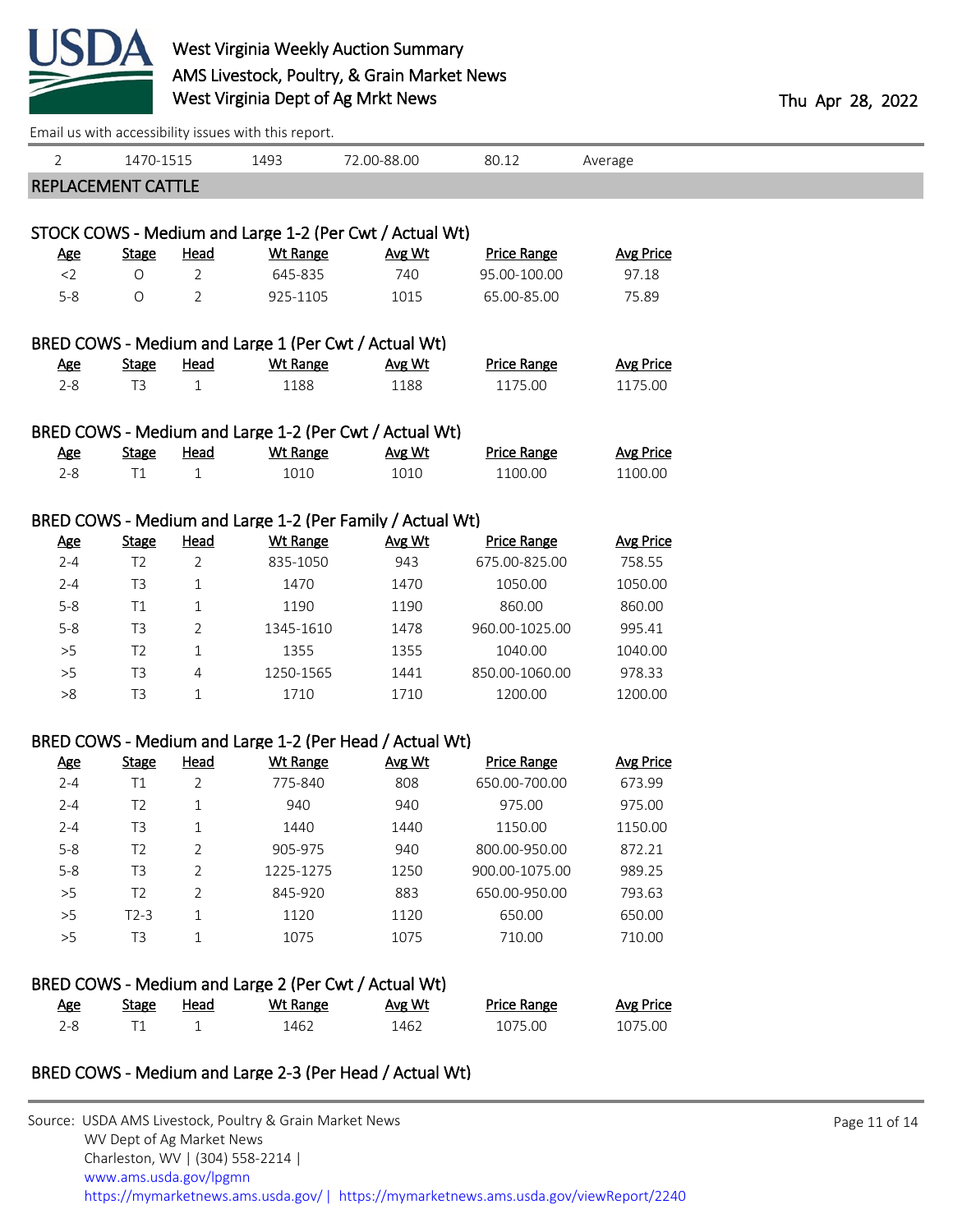| 2 | 1470-1515 | 1493 | 72.00-88.00 | 80.12 | Average |
|---|---|---|---|---|---|

## REPLACEMENT CATTLE

### STOCK COWS - Medium and Large 1-2 (Per Cwt / Actual Wt)

| Age | Stage | Head | Wt Range | Avg Wt | Price Range | Avg Price |
|---|---|---|---|---|---|---|
| <2 | O | 2 | 645-835 | 740 | 95.00-100.00 | 97.18 |
| 5-8 | O | 2 | 925-1105 | 1015 | 65.00-85.00 | 75.89 |

### BRED COWS - Medium and Large 1 (Per Cwt / Actual Wt)

| Age | Stage | Head | Wt Range | Avg Wt | Price Range | Avg Price |
|---|---|---|---|---|---|---|
| 2-8 | T3 | 1 | 1188 | 1188 | 1175.00 | 1175.00 |

### BRED COWS - Medium and Large 1-2 (Per Cwt / Actual Wt)

| Age | Stage | Head | Wt Range | Avg Wt | Price Range | Avg Price |
|---|---|---|---|---|---|---|
| 2-8 | T1 | 1 | 1010 | 1010 | 1100.00 | 1100.00 |

### BRED COWS - Medium and Large 1-2 (Per Family / Actual Wt)

| Age | Stage | Head | Wt Range | Avg Wt | Price Range | Avg Price |
|---|---|---|---|---|---|---|
| 2-4 | T2 | 2 | 835-1050 | 943 | 675.00-825.00 | 758.55 |
| 2-4 | T3 | 1 | 1470 | 1470 | 1050.00 | 1050.00 |
| 5-8 | T1 | 1 | 1190 | 1190 | 860.00 | 860.00 |
| 5-8 | T3 | 2 | 1345-1610 | 1478 | 960.00-1025.00 | 995.41 |
| >5 | T2 | 1 | 1355 | 1355 | 1040.00 | 1040.00 |
| >5 | T3 | 4 | 1250-1565 | 1441 | 850.00-1060.00 | 978.33 |
| >8 | T3 | 1 | 1710 | 1710 | 1200.00 | 1200.00 |

### BRED COWS - Medium and Large 1-2 (Per Head / Actual Wt)

| Age | Stage | Head | Wt Range | Avg Wt | Price Range | Avg Price |
|---|---|---|---|---|---|---|
| 2-4 | T1 | 2 | 775-840 | 808 | 650.00-700.00 | 673.99 |
| 2-4 | T2 | 1 | 940 | 940 | 975.00 | 975.00 |
| 2-4 | T3 | 1 | 1440 | 1440 | 1150.00 | 1150.00 |
| 5-8 | T2 | 2 | 905-975 | 940 | 800.00-950.00 | 872.21 |
| 5-8 | T3 | 2 | 1225-1275 | 1250 | 900.00-1075.00 | 989.25 |
| >5 | T2 | 2 | 845-920 | 883 | 650.00-950.00 | 793.63 |
| >5 | T2-3 | 1 | 1120 | 1120 | 650.00 | 650.00 |
| >5 | T3 | 1 | 1075 | 1075 | 710.00 | 710.00 |

### BRED COWS - Medium and Large 2 (Per Cwt / Actual Wt)

| Age | Stage | Head | Wt Range | Avg Wt | Price Range | Avg Price |
|---|---|---|---|---|---|---|
| 2-8 | T1 | 1 | 1462 | 1462 | 1075.00 | 1075.00 |

### BRED COWS - Medium and Large 2-3 (Per Head / Actual Wt)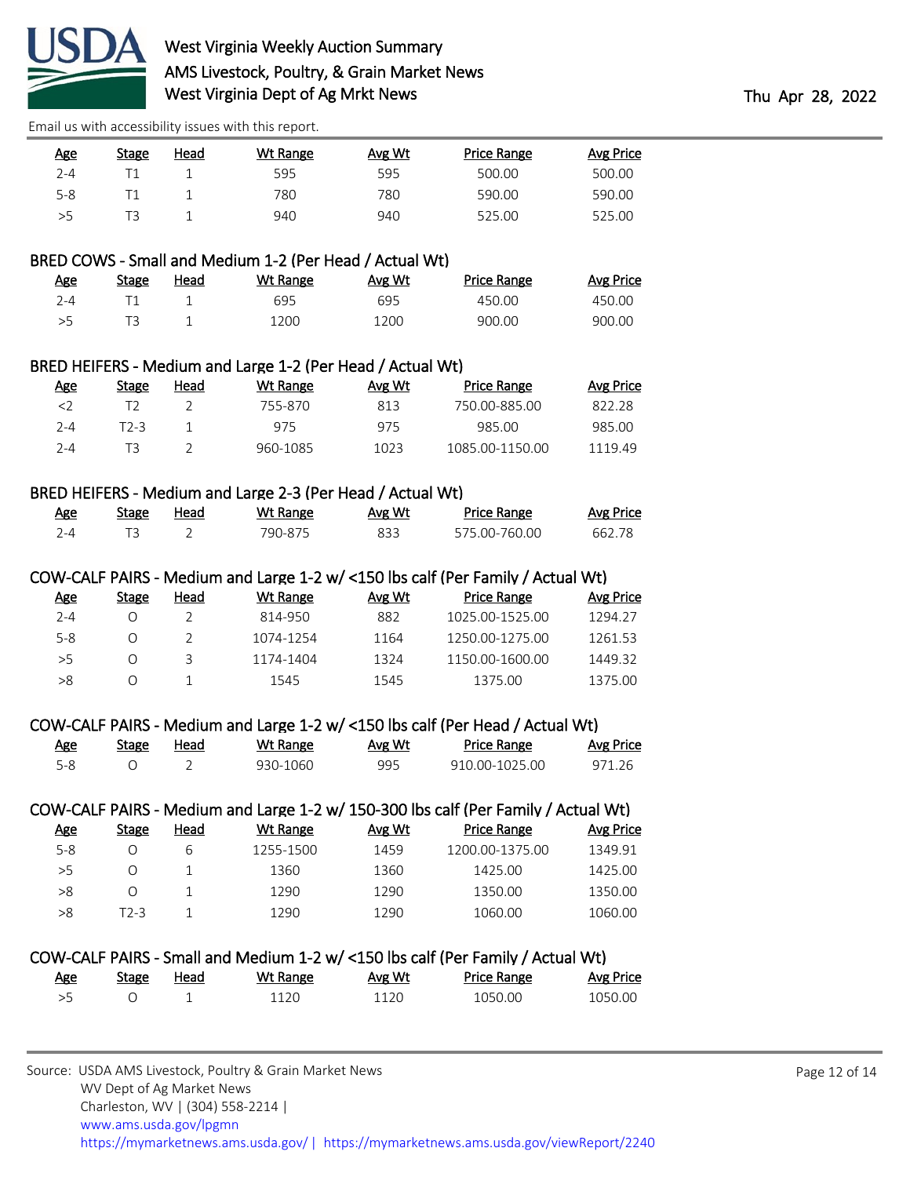| Age | Stage | Head | Wt Range | Avg Wt | Price Range | Avg Price |
|---|---|---|---|---|---|---|
| 2-4 | T1 | 1 | 595 | 595 | 500.00 | 500.00 |
| 5-8 | T1 | 1 | 780 | 780 | 590.00 | 590.00 |
| >5 | T3 | 1 | 940 | 940 | 525.00 | 525.00 |

## BRED COWS - Small and Medium 1-2 (Per Head / Actual Wt)

| Age | Stage | Head | Wt Range | Avg Wt | Price Range | Avg Price |
|---|---|---|---|---|---|---|
| 2-4 | T1 | 1 | 695 | 695 | 450.00 | 450.00 |
| >5 | T3 | 1 | 1200 | 1200 | 900.00 | 900.00 |

## BRED HEIFERS - Medium and Large 1-2 (Per Head / Actual Wt)

| Age | Stage | Head | Wt Range | Avg Wt | Price Range | Avg Price |
|---|---|---|---|---|---|---|
| <2 | T2 | 2 | 755-870 | 813 | 750.00-885.00 | 822.28 |
| 2-4 | T2-3 | 1 | 975 | 975 | 985.00 | 985.00 |
| 2-4 | T3 | 2 | 960-1085 | 1023 | 1085.00-1150.00 | 1119.49 |

## BRED HEIFERS - Medium and Large 2-3 (Per Head / Actual Wt)

| Age | Stage | Head | Wt Range | Avg Wt | Price Range | Avg Price |
|---|---|---|---|---|---|---|
| 2-4 | T3 | 2 | 790-875 | 833 | 575.00-760.00 | 662.78 |

## COW-CALF PAIRS - Medium and Large 1-2 w/ <150 lbs calf (Per Family / Actual Wt)

| Age | Stage | Head | Wt Range | Avg Wt | Price Range | Avg Price |
|---|---|---|---|---|---|---|
| 2-4 | O | 2 | 814-950 | 882 | 1025.00-1525.00 | 1294.27 |
| 5-8 | O | 2 | 1074-1254 | 1164 | 1250.00-1275.00 | 1261.53 |
| >5 | O | 3 | 1174-1404 | 1324 | 1150.00-1600.00 | 1449.32 |
| >8 | O | 1 | 1545 | 1545 | 1375.00 | 1375.00 |

## COW-CALF PAIRS - Medium and Large 1-2 w/ <150 lbs calf (Per Head / Actual Wt)

| Age | Stage | Head | Wt Range | Avg Wt | Price Range | Avg Price |
|---|---|---|---|---|---|---|
| 5-8 | O | 2 | 930-1060 | 995 | 910.00-1025.00 | 971.26 |

## COW-CALF PAIRS - Medium and Large 1-2 w/ 150-300 lbs calf (Per Family / Actual Wt)

| Age | Stage | Head | Wt Range | Avg Wt | Price Range | Avg Price |
|---|---|---|---|---|---|---|
| 5-8 | O | 6 | 1255-1500 | 1459 | 1200.00-1375.00 | 1349.91 |
| >5 | O | 1 | 1360 | 1360 | 1425.00 | 1425.00 |
| >8 | O | 1 | 1290 | 1290 | 1350.00 | 1350.00 |
| >8 | T2-3 | 1 | 1290 | 1290 | 1060.00 | 1060.00 |

## COW-CALF PAIRS - Small and Medium 1-2 w/ <150 lbs calf (Per Family / Actual Wt)

| Age | Stage | Head | Wt Range | Avg Wt | Price Range | Avg Price |
|---|---|---|---|---|---|---|
| >5 | O | 1 | 1120 | 1120 | 1050.00 | 1050.00 |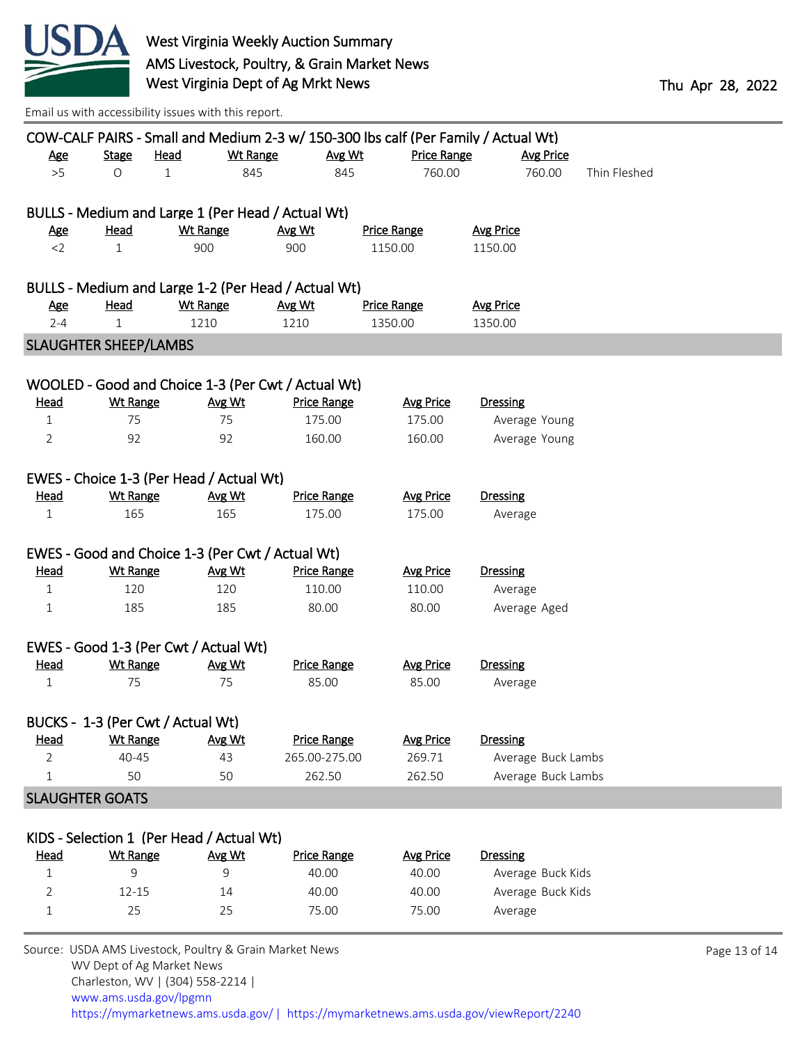COW-CALF PAIRS - Small and Medium 2-3 w/ 150-300 lbs calf (Per Family / Actual Wt)

| Age | Stage | Head | Wt Range | Avg Wt | Price Range | Avg Price | |
|---|---|---|---|---|---|---|---|
| >5 | O | 1 | 845 | 845 | 760.00 | 760.00 | Thin Fleshed |

BULLS - Medium and Large 1 (Per Head / Actual Wt)

| Age | Head | Wt Range | Avg Wt | Price Range | Avg Price |
|---|---|---|---|---|---|
| <2 | 1 | 900 | 900 | 1150.00 | 1150.00 |

BULLS - Medium and Large 1-2 (Per Head / Actual Wt)

| Age | Head | Wt Range | Avg Wt | Price Range | Avg Price |
|---|---|---|---|---|---|
| 2-4 | 1 | 1210 | 1210 | 1350.00 | 1350.00 |

## SLAUGHTER SHEEP/LAMBS

WOOLED - Good and Choice 1-3 (Per Cwt / Actual Wt)

| Head | Wt Range | Avg Wt | Price Range | Avg Price | Dressing |
|---|---|---|---|---|---|
| 1 | 75 | 75 | 175.00 | 175.00 | Average Young |
| 2 | 92 | 92 | 160.00 | 160.00 | Average Young |

EWES - Choice 1-3 (Per Head / Actual Wt)

| Head | Wt Range | Avg Wt | Price Range | Avg Price | Dressing |
|---|---|---|---|---|---|
| 1 | 165 | 165 | 175.00 | 175.00 | Average |

EWES - Good and Choice 1-3 (Per Cwt / Actual Wt)

| Head | Wt Range | Avg Wt | Price Range | Avg Price | Dressing |
|---|---|---|---|---|---|
| 1 | 120 | 120 | 110.00 | 110.00 | Average |
| 1 | 185 | 185 | 80.00 | 80.00 | Average Aged |

EWES - Good 1-3 (Per Cwt / Actual Wt)

| Head | Wt Range | Avg Wt | Price Range | Avg Price | Dressing |
|---|---|---|---|---|---|
| 1 | 75 | 75 | 85.00 | 85.00 | Average |

BUCKS - 1-3 (Per Cwt / Actual Wt)

| Head | Wt Range | Avg Wt | Price Range | Avg Price | Dressing |
|---|---|---|---|---|---|
| 2 | 40-45 | 43 | 265.00-275.00 | 269.71 | Average Buck Lambs |
| 1 | 50 | 50 | 262.50 | 262.50 | Average Buck Lambs |

## SLAUGHTER GOATS

KIDS - Selection 1 (Per Head / Actual Wt)

| Head | Wt Range | Avg Wt | Price Range | Avg Price | Dressing |
|---|---|---|---|---|---|
| 1 | 9 | 9 | 40.00 | 40.00 | Average Buck Kids |
| 2 | 12-15 | 14 | 40.00 | 40.00 | Average Buck Kids |
| 1 | 25 | 25 | 75.00 | 75.00 | Average |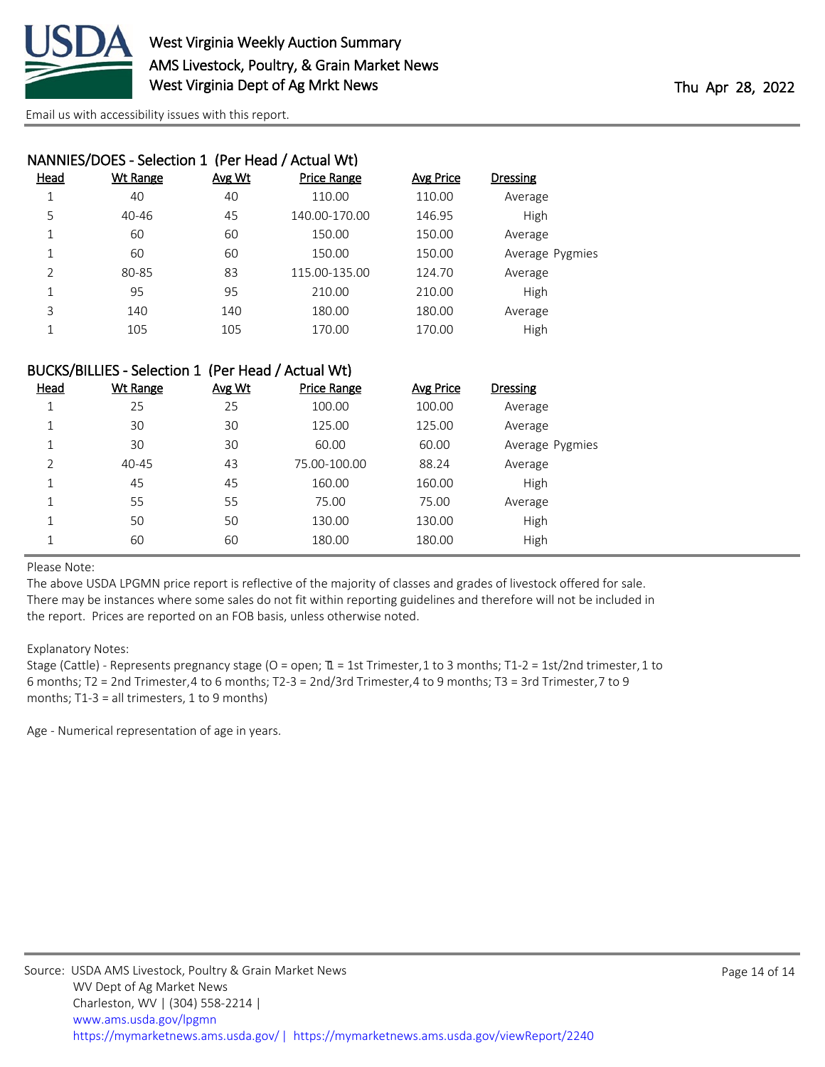## NANNIES/DOES - Selection 1 (Per Head / Actual Wt)

| Head | Wt Range | Avg Wt | Price Range | Avg Price | Dressing |
|---|---|---|---|---|---|
| 1 | 40 | 40 | 110.00 | 110.00 | Average |
| 5 | 40-46 | 45 | 140.00-170.00 | 146.95 | High |
| 1 | 60 | 60 | 150.00 | 150.00 | Average |
| 1 | 60 | 60 | 150.00 | 150.00 | Average Pygmies |
| 2 | 80-85 | 83 | 115.00-135.00 | 124.70 | Average |
| 1 | 95 | 95 | 210.00 | 210.00 | High |
| 3 | 140 | 140 | 180.00 | 180.00 | Average |
| 1 | 105 | 105 | 170.00 | 170.00 | High |

## BUCKS/BILLIES - Selection 1 (Per Head / Actual Wt)

| Head | Wt Range | Avg Wt | Price Range | Avg Price | Dressing |
|---|---|---|---|---|---|
| 1 | 25 | 25 | 100.00 | 100.00 | Average |
| 1 | 30 | 30 | 125.00 | 125.00 | Average |
| 1 | 30 | 30 | 60.00 | 60.00 | Average Pygmies |
| 2 | 40-45 | 43 | 75.00-100.00 | 88.24 | Average |
| 1 | 45 | 45 | 160.00 | 160.00 | High |
| 1 | 55 | 55 | 75.00 | 75.00 | Average |
| 1 | 50 | 50 | 130.00 | 130.00 | High |
| 1 | 60 | 60 | 180.00 | 180.00 | High |

Please Note:
The above USDA LPGMN price report is reflective of the majority of classes and grades of livestock offered for sale. There may be instances where some sales do not fit within reporting guidelines and therefore will not be included in the report. Prices are reported on an FOB basis, unless otherwise noted.

Explanatory Notes:
Stage (Cattle) - Represents pregnancy stage (O = open; T1 = 1st Trimester,1 to 3 months; T1-2 = 1st/2nd trimester, 1 to 6 months; T2 = 2nd Trimester,4 to 6 months; T2-3 = 2nd/3rd Trimester,4 to 9 months; T3 = 3rd Trimester,7 to 9 months; T1-3 = all trimesters, 1 to 9 months)

Age - Numerical representation of age in years.

Source: USDA AMS Livestock, Poultry & Grain Market News
WV Dept of Ag Market News
Charleston, WV | (304) 558-2214 |
www.ams.usda.gov/lpgmn
https://mymarketnews.ams.usda.gov/ | https://mymarketnews.ams.usda.gov/viewReport/2240